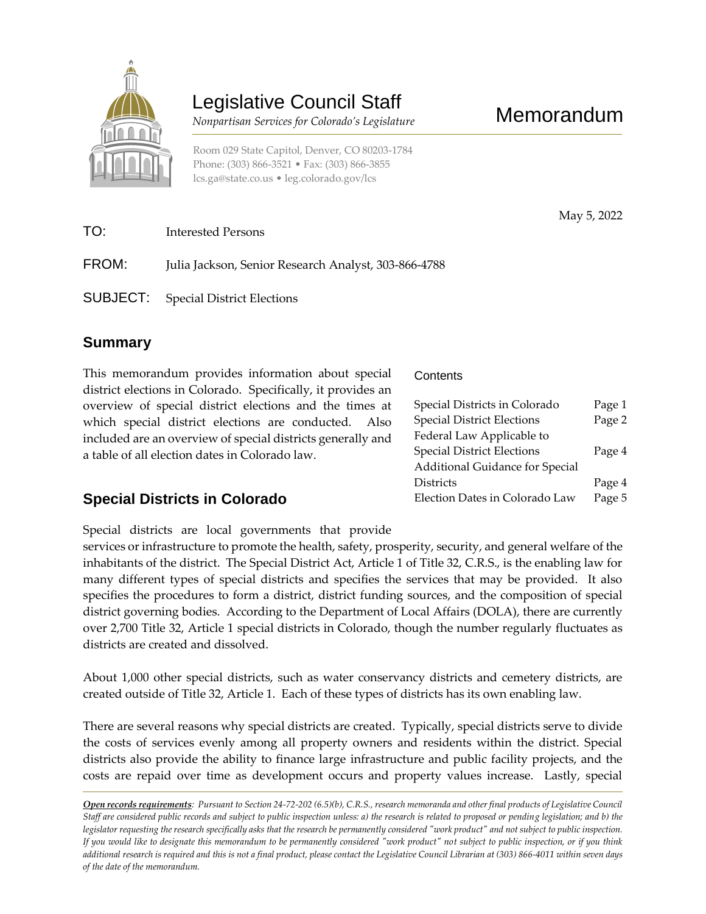# Legislative Council Staff

*Nonpartisan Services for Colorado's Legislature*

# Memorandum

Room 029 State Capitol, Denver, CO 80203-1784
Phone: (303) 866-3521 • Fax: (303) 866-3855
lcs.ga@state.co.us • leg.colorado.gov/lcs

May 5, 2022

**TO:** Interested Persons

**FROM:** Julia Jackson, Senior Research Analyst, 303-866-4788

**SUBJECT:** Special District Elections

## Summary

This memorandum provides information about special district elections in Colorado. Specifically, it provides an overview of special district elections and the times at which special district elections are conducted. Also included are an overview of special districts generally and a table of all election dates in Colorado law.

**Contents**

| | |
|---|---|
| Special Districts in Colorado | Page 1 |
| Special District Elections | Page 2 |
| Federal Law Applicable to Special District Elections | Page 4 |
| Additional Guidance for Special Districts | Page 4 |
| Election Dates in Colorado Law | Page 5 |

## Special Districts in Colorado

Special districts are local governments that provide services or infrastructure to promote the health, safety, prosperity, security, and general welfare of the inhabitants of the district. The Special District Act, Article 1 of Title 32, C.R.S., is the enabling law for many different types of special districts and specifies the services that may be provided. It also specifies the procedures to form a district, district funding sources, and the composition of special district governing bodies. According to the Department of Local Affairs (DOLA), there are currently over 2,700 Title 32, Article 1 special districts in Colorado, though the number regularly fluctuates as districts are created and dissolved.

About 1,000 other special districts, such as water conservancy districts and cemetery districts, are created outside of Title 32, Article 1. Each of these types of districts has its own enabling law.

There are several reasons why special districts are created. Typically, special districts serve to divide the costs of services evenly among all property owners and residents within the district. Special districts also provide the ability to finance large infrastructure and public facility projects, and the costs are repaid over time as development occurs and property values increase. Lastly, special

***Open records requirements**: Pursuant to Section 24-72-202 (6.5)(b), C.R.S., research memoranda and other final products of Legislative Council Staff are considered public records and subject to public inspection unless: a) the research is related to proposed or pending legislation; and b) the legislator requesting the research specifically asks that the research be permanently considered "work product" and not subject to public inspection. If you would like to designate this memorandum to be permanently considered "work product" not subject to public inspection, or if you think additional research is required and this is not a final product, please contact the Legislative Council Librarian at (303) 866-4011 within seven days of the date of the memorandum.*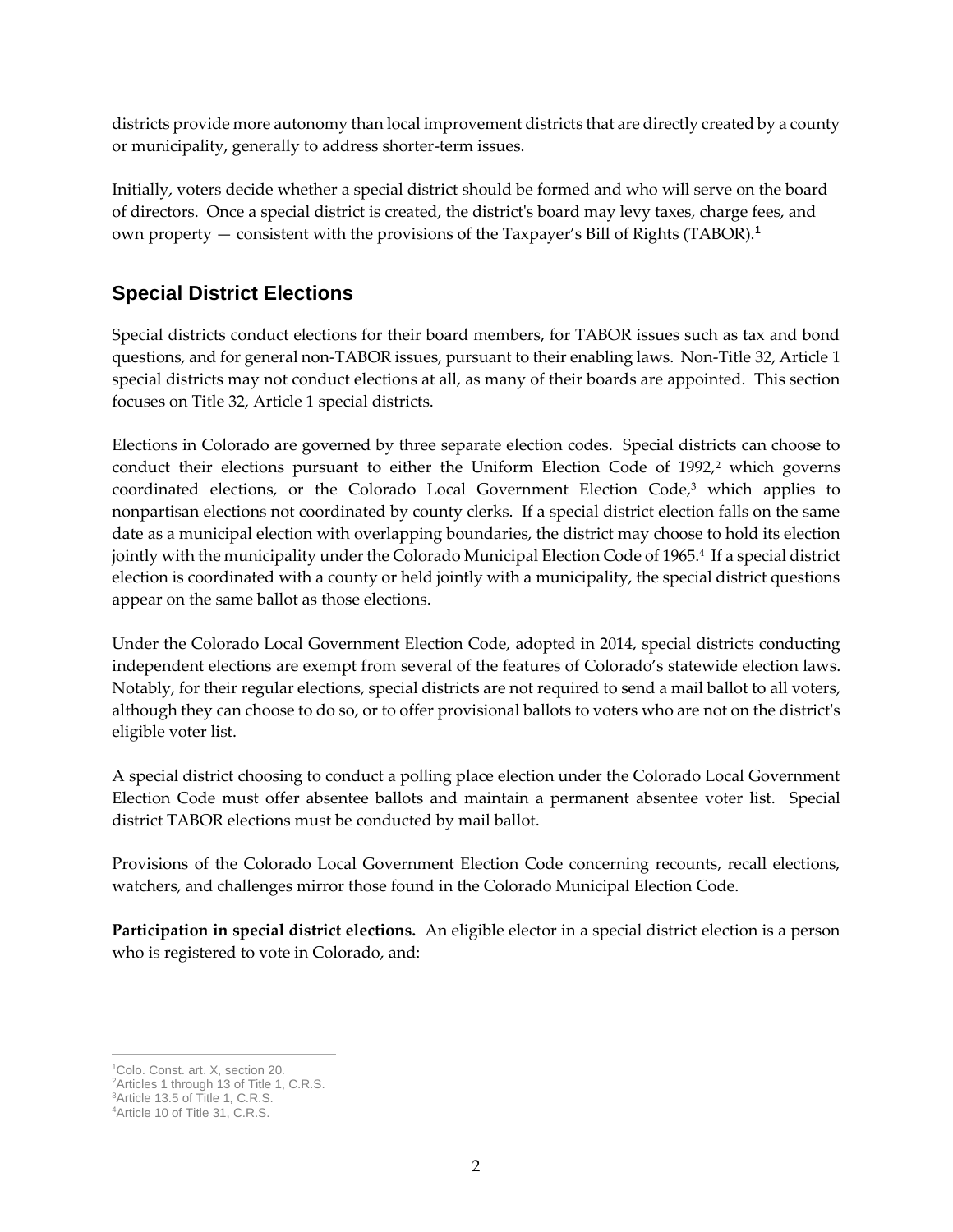districts provide more autonomy than local improvement districts that are directly created by a county or municipality, generally to address shorter-term issues.

Initially, voters decide whether a special district should be formed and who will serve on the board of directors. Once a special district is created, the district's board may levy taxes, charge fees, and own property — consistent with the provisions of the Taxpayer's Bill of Rights (TABOR).[1]

## Special District Elections

Special districts conduct elections for their board members, for TABOR issues such as tax and bond questions, and for general non-TABOR issues, pursuant to their enabling laws. Non-Title 32, Article 1 special districts may not conduct elections at all, as many of their boards are appointed. This section focuses on Title 32, Article 1 special districts.

Elections in Colorado are governed by three separate election codes. Special districts can choose to conduct their elections pursuant to either the Uniform Election Code of 1992,[2] which governs coordinated elections, or the Colorado Local Government Election Code,[3] which applies to nonpartisan elections not coordinated by county clerks. If a special district election falls on the same date as a municipal election with overlapping boundaries, the district may choose to hold its election jointly with the municipality under the Colorado Municipal Election Code of 1965.[4] If a special district election is coordinated with a county or held jointly with a municipality, the special district questions appear on the same ballot as those elections.

Under the Colorado Local Government Election Code, adopted in 2014, special districts conducting independent elections are exempt from several of the features of Colorado's statewide election laws. Notably, for their regular elections, special districts are not required to send a mail ballot to all voters, although they can choose to do so, or to offer provisional ballots to voters who are not on the district's eligible voter list.

A special district choosing to conduct a polling place election under the Colorado Local Government Election Code must offer absentee ballots and maintain a permanent absentee voter list. Special district TABOR elections must be conducted by mail ballot.

Provisions of the Colorado Local Government Election Code concerning recounts, recall elections, watchers, and challenges mirror those found in the Colorado Municipal Election Code.

**Participation in special district elections.** An eligible elector in a special district election is a person who is registered to vote in Colorado, and:

---

[1] Colo. Const. art. X, section 20.
[2] Articles 1 through 13 of Title 1, C.R.S.
[3] Article 13.5 of Title 1, C.R.S.
[4] Article 10 of Title 31, C.R.S.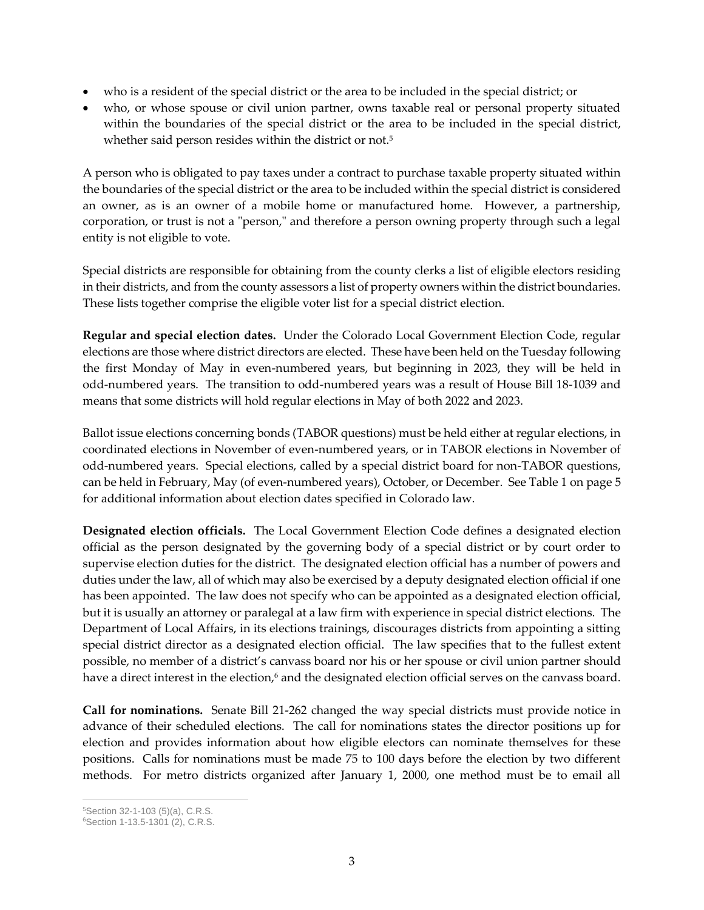- who is a resident of the special district or the area to be included in the special district; or
- who, or whose spouse or civil union partner, owns taxable real or personal property situated within the boundaries of the special district or the area to be included in the special district, whether said person resides within the district or not.[5]

A person who is obligated to pay taxes under a contract to purchase taxable property situated within the boundaries of the special district or the area to be included within the special district is considered an owner, as is an owner of a mobile home or manufactured home. However, a partnership, corporation, or trust is not a "person," and therefore a person owning property through such a legal entity is not eligible to vote.

Special districts are responsible for obtaining from the county clerks a list of eligible electors residing in their districts, and from the county assessors a list of property owners within the district boundaries. These lists together comprise the eligible voter list for a special district election.

**Regular and special election dates.** Under the Colorado Local Government Election Code, regular elections are those where district directors are elected. These have been held on the Tuesday following the first Monday of May in even-numbered years, but beginning in 2023, they will be held in odd-numbered years. The transition to odd-numbered years was a result of House Bill 18-1039 and means that some districts will hold regular elections in May of both 2022 and 2023.

Ballot issue elections concerning bonds (TABOR questions) must be held either at regular elections, in coordinated elections in November of even-numbered years, or in TABOR elections in November of odd-numbered years. Special elections, called by a special district board for non-TABOR questions, can be held in February, May (of even-numbered years), October, or December. See Table 1 on page 5 for additional information about election dates specified in Colorado law.

**Designated election officials.** The Local Government Election Code defines a designated election official as the person designated by the governing body of a special district or by court order to supervise election duties for the district. The designated election official has a number of powers and duties under the law, all of which may also be exercised by a deputy designated election official if one has been appointed. The law does not specify who can be appointed as a designated election official, but it is usually an attorney or paralegal at a law firm with experience in special district elections. The Department of Local Affairs, in its elections trainings, discourages districts from appointing a sitting special district director as a designated election official. The law specifies that to the fullest extent possible, no member of a district's canvass board nor his or her spouse or civil union partner should have a direct interest in the election,[6] and the designated election official serves on the canvass board.

**Call for nominations.** Senate Bill 21-262 changed the way special districts must provide notice in advance of their scheduled elections. The call for nominations states the director positions up for election and provides information about how eligible electors can nominate themselves for these positions. Calls for nominations must be made 75 to 100 days before the election by two different methods. For metro districts organized after January 1, 2000, one method must be to email all

---

[5] Section 32-1-103 (5)(a), C.R.S.

[6] Section 1-13.5-1301 (2), C.R.S.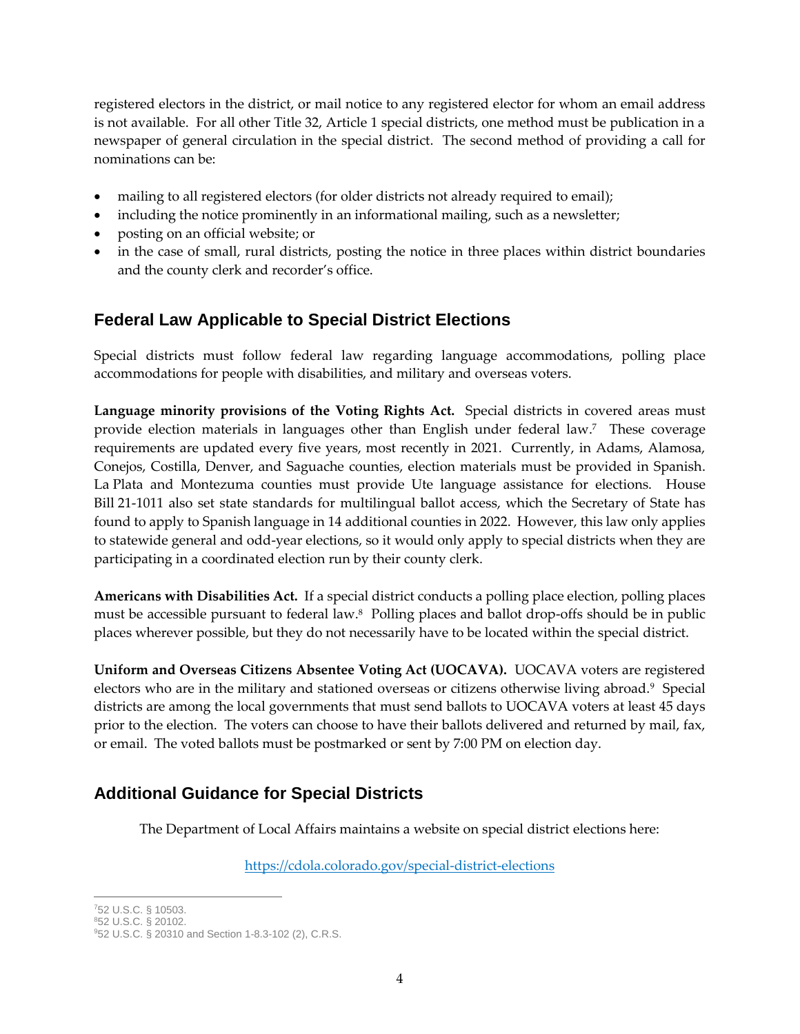registered electors in the district, or mail notice to any registered elector for whom an email address is not available. For all other Title 32, Article 1 special districts, one method must be publication in a newspaper of general circulation in the special district. The second method of providing a call for nominations can be:

- mailing to all registered electors (for older districts not already required to email);
- including the notice prominently in an informational mailing, such as a newsletter;
- posting on an official website; or
- in the case of small, rural districts, posting the notice in three places within district boundaries and the county clerk and recorder's office.

## Federal Law Applicable to Special District Elections

Special districts must follow federal law regarding language accommodations, polling place accommodations for people with disabilities, and military and overseas voters.

**Language minority provisions of the Voting Rights Act.** Special districts in covered areas must provide election materials in languages other than English under federal law.[7] These coverage requirements are updated every five years, most recently in 2021. Currently, in Adams, Alamosa, Conejos, Costilla, Denver, and Saguache counties, election materials must be provided in Spanish. La Plata and Montezuma counties must provide Ute language assistance for elections. House Bill 21-1011 also set state standards for multilingual ballot access, which the Secretary of State has found to apply to Spanish language in 14 additional counties in 2022. However, this law only applies to statewide general and odd-year elections, so it would only apply to special districts when they are participating in a coordinated election run by their county clerk.

**Americans with Disabilities Act.** If a special district conducts a polling place election, polling places must be accessible pursuant to federal law.[8] Polling places and ballot drop-offs should be in public places wherever possible, but they do not necessarily have to be located within the special district.

**Uniform and Overseas Citizens Absentee Voting Act (UOCAVA).** UOCAVA voters are registered electors who are in the military and stationed overseas or citizens otherwise living abroad.[9] Special districts are among the local governments that must send ballots to UOCAVA voters at least 45 days prior to the election. The voters can choose to have their ballots delivered and returned by mail, fax, or email. The voted ballots must be postmarked or sent by 7:00 PM on election day.

## Additional Guidance for Special Districts

The Department of Local Affairs maintains a website on special district elections here:

https://cdola.colorado.gov/special-district-elections

---

[7] 52 U.S.C. § 10503.
[8] 52 U.S.C. § 20102.
[9] 52 U.S.C. § 20310 and Section 1-8.3-102 (2), C.R.S.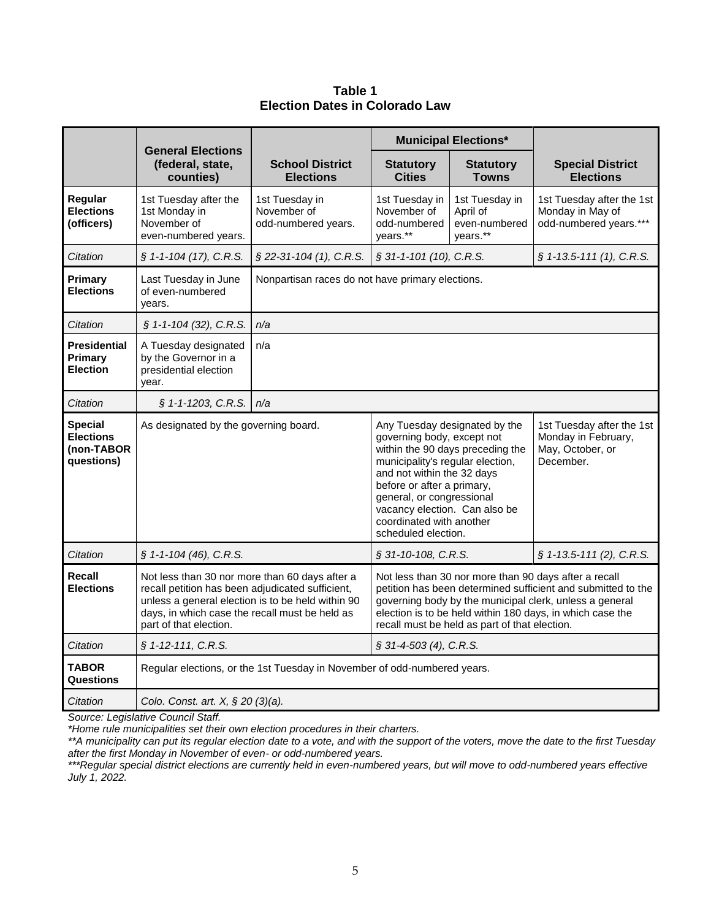**Table 1**
**Election Dates in Colorado Law**

| | General Elections (federal, state, counties) | School District Elections | Municipal Elections* | | Special District Elections |
|---|---|---|---|---|---|
| | | | Statutory Cities | Statutory Towns | |
| **Regular Elections (officers)** | 1st Tuesday after the 1st Monday in November of even-numbered years. | 1st Tuesday in November of odd-numbered years. | 1st Tuesday in November of odd-numbered years.** | 1st Tuesday in April of even-numbered years.** | 1st Tuesday after the 1st Monday in May of odd-numbered years.*** |
| *Citation* | *§ 1-1-104 (17), C.R.S.* | *§ 22-31-104 (1), C.R.S.* | *§ 31-1-101 (10), C.R.S.* | | *§ 1-13.5-111 (1), C.R.S.* |
| **Primary Elections** | Last Tuesday in June of even-numbered years. | Nonpartisan races do not have primary elections. | | | |
| *Citation* | *§ 1-1-104 (32), C.R.S.* | *n/a* | | | |
| **Presidential Primary Election** | A Tuesday designated by the Governor in a presidential election year. | n/a | | | |
| *Citation* | *§ 1-1-1203, C.R.S.* | *n/a* | | | |
| **Special Elections (non-TABOR questions)** | As designated by the governing board. | | Any Tuesday designated by the governing body, except not within the 90 days preceding the municipality's regular election, and not within the 32 days before or after a primary, general, or congressional vacancy election. Can also be coordinated with another scheduled election. | | 1st Tuesday after the 1st Monday in February, May, October, or December. |
| *Citation* | *§ 1-1-104 (46), C.R.S.* | | *§ 31-10-108, C.R.S.* | | *§ 1-13.5-111 (2), C.R.S.* |
| **Recall Elections** | Not less than 30 nor more than 60 days after a recall petition has been adjudicated sufficient, unless a general election is to be held within 90 days, in which case the recall must be held as part of that election. | | Not less than 30 nor more than 90 days after a recall petition has been determined sufficient and submitted to the governing body by the municipal clerk, unless a general election is to be held within 180 days, in which case the recall must be held as part of that election. | | |
| *Citation* | *§ 1-12-111, C.R.S.* | | *§ 31-4-503 (4), C.R.S.* | | |
| **TABOR Questions** | Regular elections, or the 1st Tuesday in November of odd-numbered years. | | | | |
| *Citation* | *Colo. Const. art. X, § 20 (3)(a).* | | | | |

*Source: Legislative Council Staff.*

*\*Home rule municipalities set their own election procedures in their charters.*

*\*\*A municipality can put its regular election date to a vote, and with the support of the voters, move the date to the first Tuesday after the first Monday in November of even- or odd-numbered years.*

*\*\*\*Regular special district elections are currently held in even-numbered years, but will move to odd-numbered years effective July 1, 2022.*